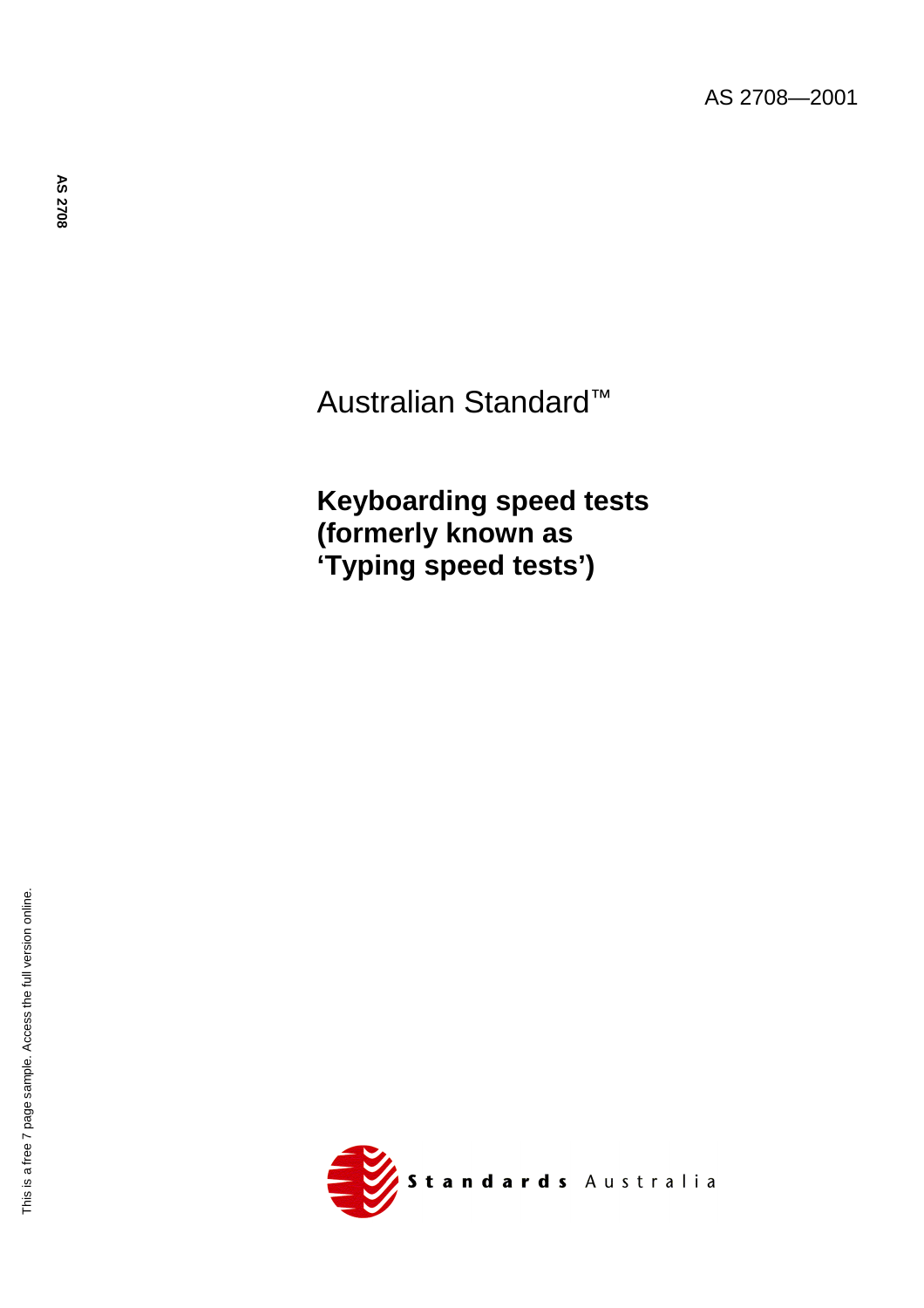AS 2708—2001

Australian Standard™

# Keyboarding speed tests (formerly known as 'Typing speed tests')

**Standards** Australia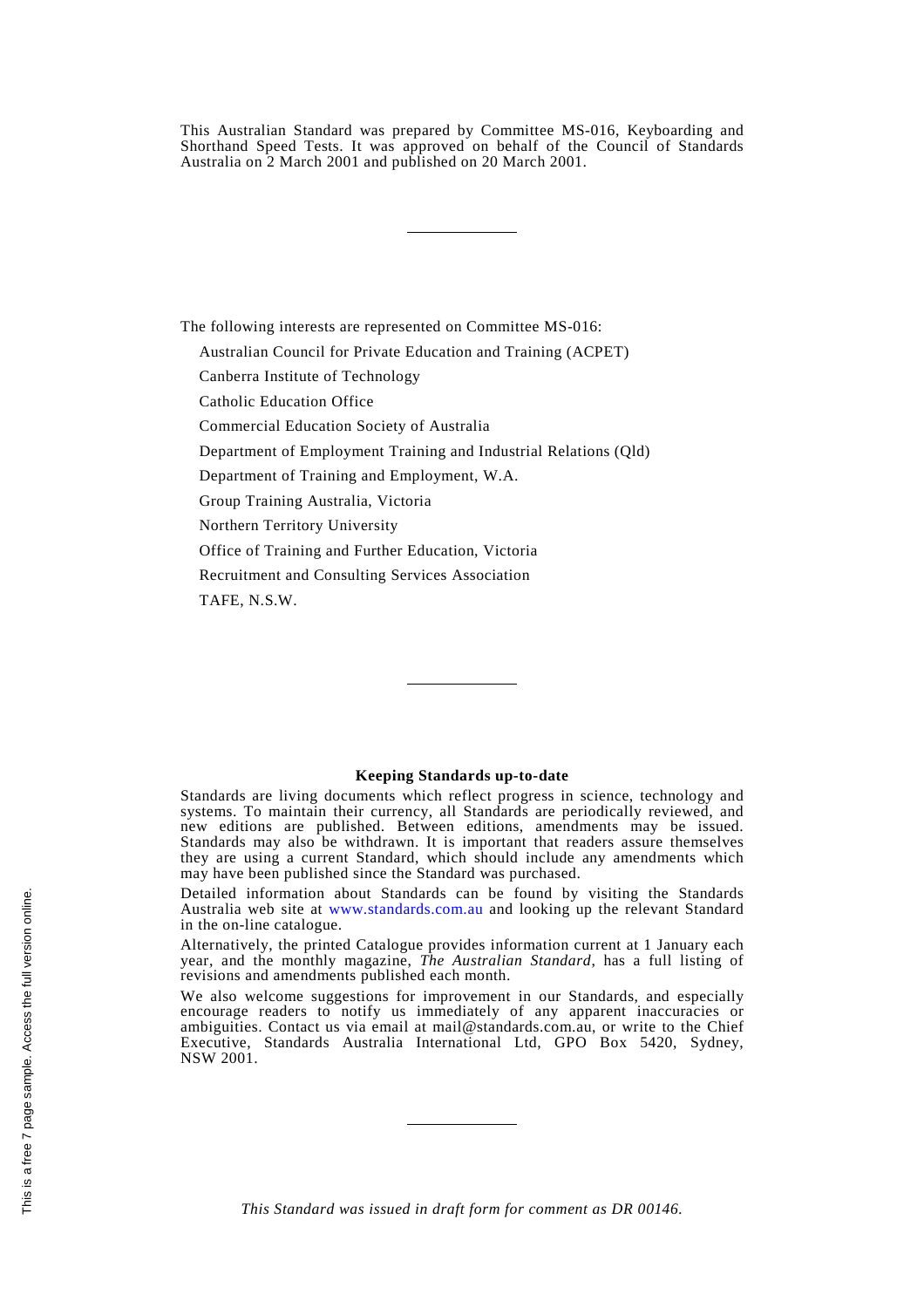This Australian Standard was prepared by Committee MS-016, Keyboarding and Shorthand Speed Tests. It was approved on behalf of the Council of Standards Australia on 2 March 2001 and published on 20 March 2001.

---

The following interests are represented on Committee MS-016:

Australian Council for Private Education and Training (ACPET)

Canberra Institute of Technology

Catholic Education Office

Commercial Education Society of Australia

Department of Employment Training and Industrial Relations (Qld)

Department of Training and Employment, W.A.

Group Training Australia, Victoria

Northern Territory University

Office of Training and Further Education, Victoria

Recruitment and Consulting Services Association

TAFE, N.S.W.

---

**Keeping Standards up-to-date**

Standards are living documents which reflect progress in science, technology and systems. To maintain their currency, all Standards are periodically reviewed, and new editions are published. Between editions, amendments may be issued. Standards may also be withdrawn. It is important that readers assure themselves they are using a current Standard, which should include any amendments which may have been published since the Standard was purchased.

Detailed information about Standards can be found by visiting the Standards Australia web site at www.standards.com.au and looking up the relevant Standard in the on-line catalogue.

Alternatively, the printed Catalogue provides information current at 1 January each year, and the monthly magazine, *The Australian Standard*, has a full listing of revisions and amendments published each month.

We also welcome suggestions for improvement in our Standards, and especially encourage readers to notify us immediately of any apparent inaccuracies or ambiguities. Contact us via email at mail@standards.com.au, or write to the Chief Executive, Standards Australia International Ltd, GPO Box 5420, Sydney, NSW 2001.

---

*This Standard was issued in draft form for comment as DR 00146.*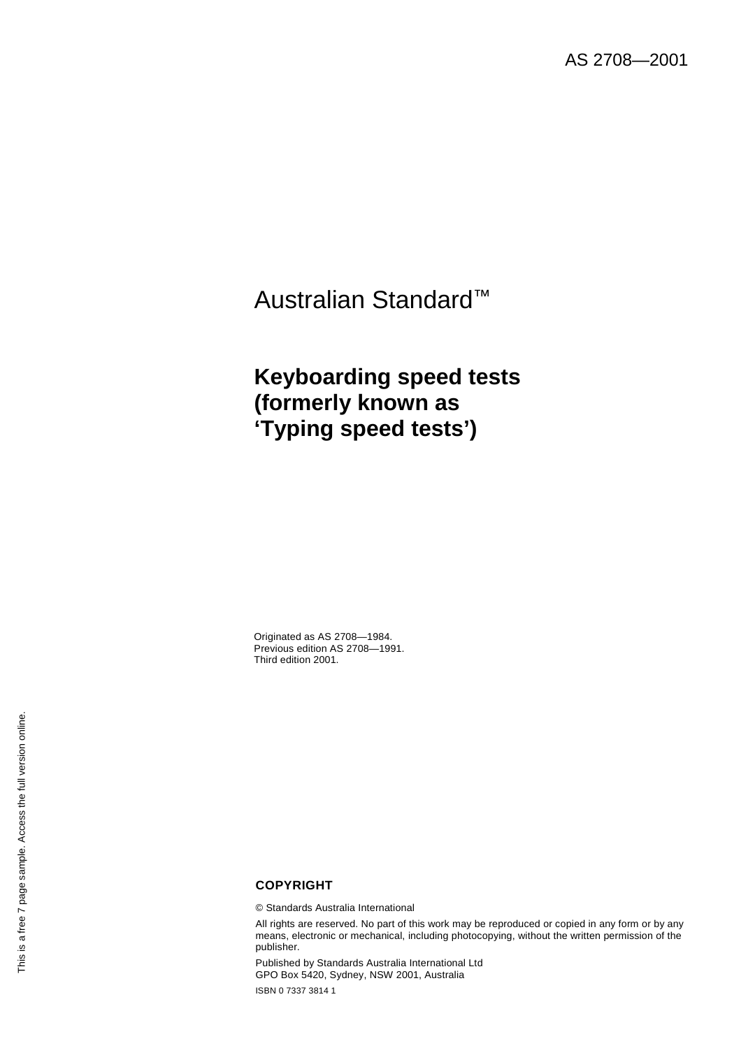AS 2708—2001

Australian Standard™

# Keyboarding speed tests (formerly known as 'Typing speed tests')

Originated as AS 2708—1984.
Previous edition AS 2708—1991.
Third edition 2001.

**COPYRIGHT**

© Standards Australia International

All rights are reserved. No part of this work may be reproduced or copied in any form or by any means, electronic or mechanical, including photocopying, without the written permission of the publisher.

Published by Standards Australia International Ltd
GPO Box 5420, Sydney, NSW 2001, Australia

ISBN 0 7337 3814 1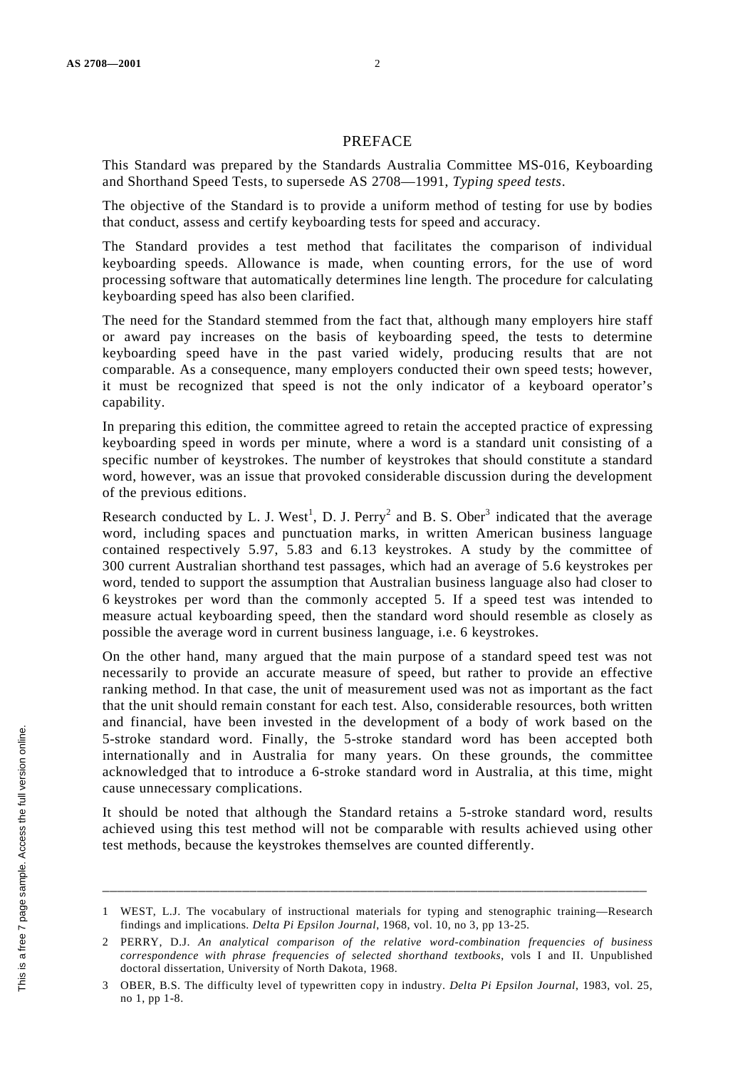# PREFACE

This Standard was prepared by the Standards Australia Committee MS-016, Keyboarding and Shorthand Speed Tests, to supersede AS 2708—1991, *Typing speed tests*.

The objective of the Standard is to provide a uniform method of testing for use by bodies that conduct, assess and certify keyboarding tests for speed and accuracy.

The Standard provides a test method that facilitates the comparison of individual keyboarding speeds. Allowance is made, when counting errors, for the use of word processing software that automatically determines line length. The procedure for calculating keyboarding speed has also been clarified.

The need for the Standard stemmed from the fact that, although many employers hire staff or award pay increases on the basis of keyboarding speed, the tests to determine keyboarding speed have in the past varied widely, producing results that are not comparable. As a consequence, many employers conducted their own speed tests; however, it must be recognized that speed is not the only indicator of a keyboard operator's capability.

In preparing this edition, the committee agreed to retain the accepted practice of expressing keyboarding speed in words per minute, where a word is a standard unit consisting of a specific number of keystrokes. The number of keystrokes that should constitute a standard word, however, was an issue that provoked considerable discussion during the development of the previous editions.

Research conducted by L. J. West[1], D. J. Perry[2] and B. S. Ober[3] indicated that the average word, including spaces and punctuation marks, in written American business language contained respectively 5.97, 5.83 and 6.13 keystrokes. A study by the committee of 300 current Australian shorthand test passages, which had an average of 5.6 keystrokes per word, tended to support the assumption that Australian business language also had closer to 6 keystrokes per word than the commonly accepted 5. If a speed test was intended to measure actual keyboarding speed, then the standard word should resemble as closely as possible the average word in current business language, i.e. 6 keystrokes.

On the other hand, many argued that the main purpose of a standard speed test was not necessarily to provide an accurate measure of speed, but rather to provide an effective ranking method. In that case, the unit of measurement used was not as important as the fact that the unit should remain constant for each test. Also, considerable resources, both written and financial, have been invested in the development of a body of work based on the 5-stroke standard word. Finally, the 5-stroke standard word has been accepted both internationally and in Australia for many years. On these grounds, the committee acknowledged that to introduce a 6-stroke standard word in Australia, at this time, might cause unnecessary complications.

It should be noted that although the Standard retains a 5-stroke standard word, results achieved using this test method will not be comparable with results achieved using other test methods, because the keystrokes themselves are counted differently.

---

1 WEST, L.J. The vocabulary of instructional materials for typing and stenographic training—Research findings and implications. *Delta Pi Epsilon Journal*, 1968, vol. 10, no 3, pp 13-25.

2 PERRY, D.J. *An analytical comparison of the relative word-combination frequencies of business correspondence with phrase frequencies of selected shorthand textbooks*, vols I and II. Unpublished doctoral dissertation, University of North Dakota, 1968.

3 OBER, B.S. The difficulty level of typewritten copy in industry. *Delta Pi Epsilon Journal*, 1983, vol. 25, no 1, pp 1-8.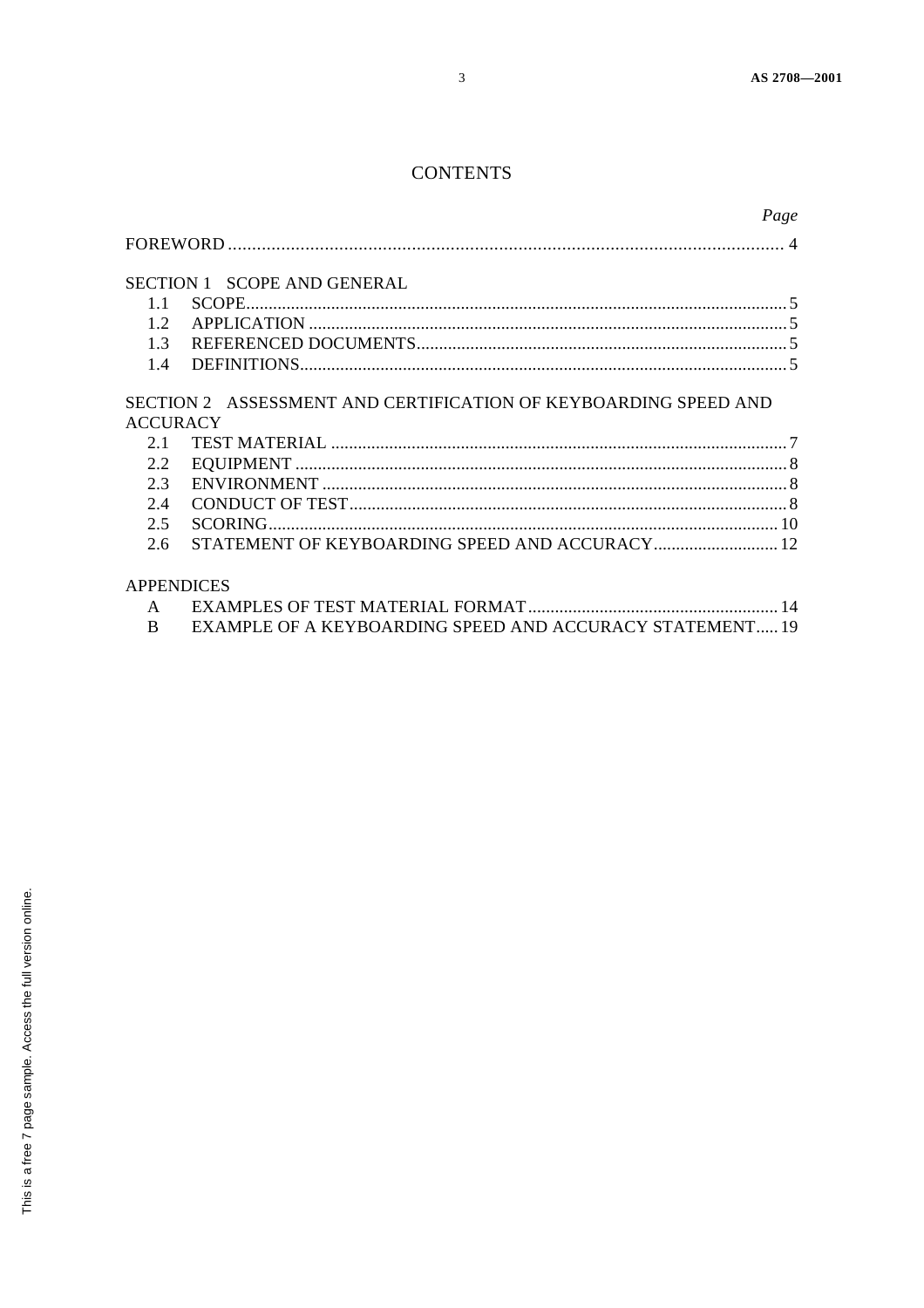# CONTENTS

| | | *Page* |
|---|---|---|
| FOREWORD | | 4 |
| **SECTION 1 SCOPE AND GENERAL** | | |
| 1.1 | SCOPE | 5 |
| 1.2 | APPLICATION | 5 |
| 1.3 | REFERENCED DOCUMENTS | 5 |
| 1.4 | DEFINITIONS | 5 |
| **SECTION 2 ASSESSMENT AND CERTIFICATION OF KEYBOARDING SPEED AND ACCURACY** | | |
| 2.1 | TEST MATERIAL | 7 |
| 2.2 | EQUIPMENT | 8 |
| 2.3 | ENVIRONMENT | 8 |
| 2.4 | CONDUCT OF TEST | 8 |
| 2.5 | SCORING | 10 |
| 2.6 | STATEMENT OF KEYBOARDING SPEED AND ACCURACY | 12 |
| **APPENDICES** | | |
| A | EXAMPLES OF TEST MATERIAL FORMAT | 14 |
| B | EXAMPLE OF A KEYBOARDING SPEED AND ACCURACY STATEMENT | 19 |

This is a free 7 page sample. Access the full version online.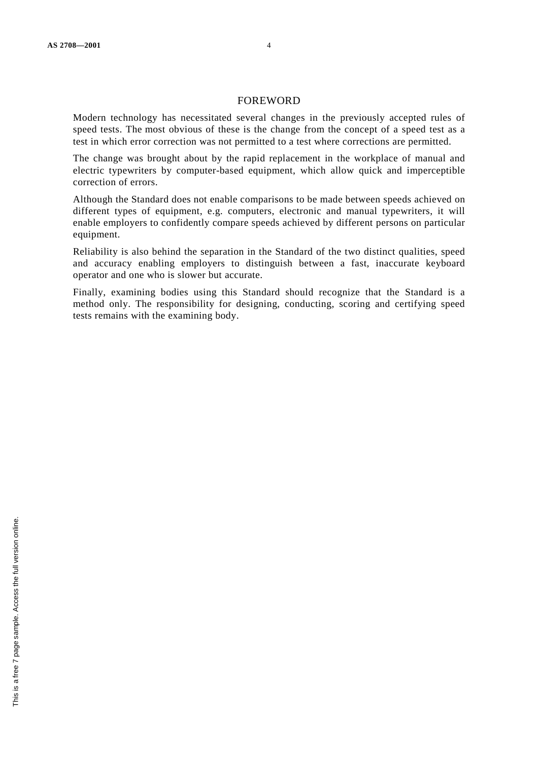# FOREWORD

Modern technology has necessitated several changes in the previously accepted rules of speed tests. The most obvious of these is the change from the concept of a speed test as a test in which error correction was not permitted to a test where corrections are permitted.

The change was brought about by the rapid replacement in the workplace of manual and electric typewriters by computer-based equipment, which allow quick and imperceptible correction of errors.

Although the Standard does not enable comparisons to be made between speeds achieved on different types of equipment, e.g. computers, electronic and manual typewriters, it will enable employers to confidently compare speeds achieved by different persons on particular equipment.

Reliability is also behind the separation in the Standard of the two distinct qualities, speed and accuracy enabling employers to distinguish between a fast, inaccurate keyboard operator and one who is slower but accurate.

Finally, examining bodies using this Standard should recognize that the Standard is a method only. The responsibility for designing, conducting, scoring and certifying speed tests remains with the examining body.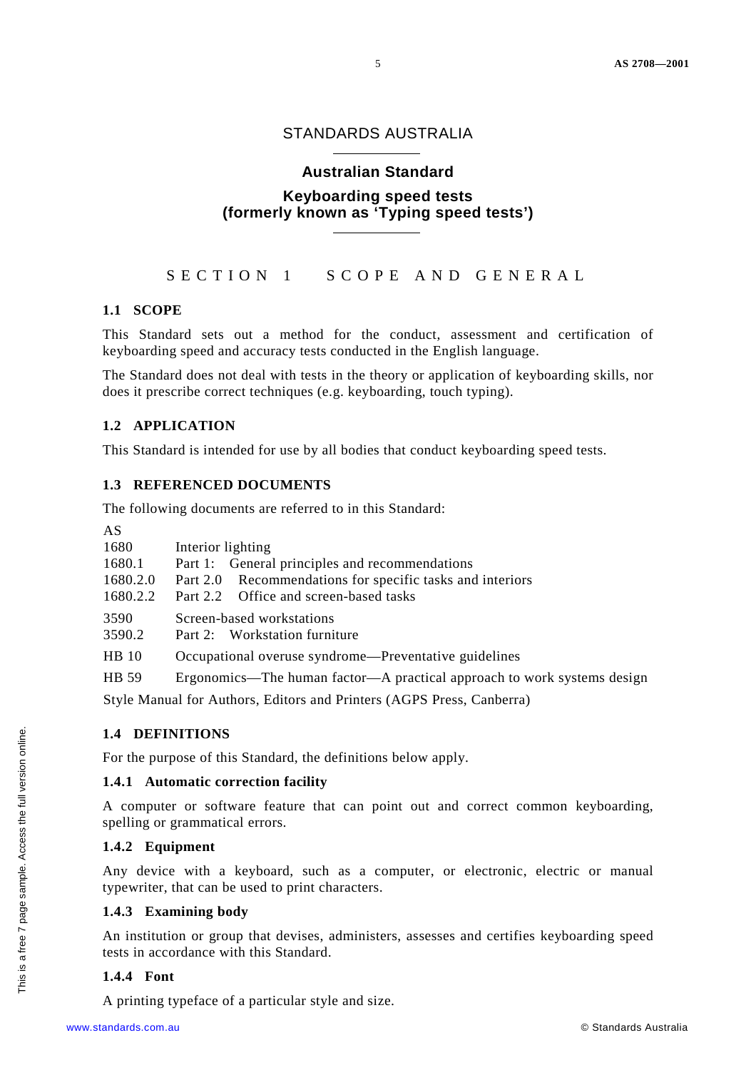# STANDARDS AUSTRALIA

## Australian Standard

## Keyboarding speed tests (formerly known as 'Typing speed tests')

## SECTION 1 SCOPE AND GENERAL

### 1.1 SCOPE

This Standard sets out a method for the conduct, assessment and certification of keyboarding speed and accuracy tests conducted in the English language.

The Standard does not deal with tests in the theory or application of keyboarding skills, nor does it prescribe correct techniques (e.g. keyboarding, touch typing).

### 1.2 APPLICATION

This Standard is intended for use by all bodies that conduct keyboarding speed tests.

### 1.3 REFERENCED DOCUMENTS

The following documents are referred to in this Standard:

AS

| | |
|---|---|
| 1680 | Interior lighting |
| 1680.1 | Part 1: General principles and recommendations |
| 1680.2.0 | Part 2.0 Recommendations for specific tasks and interiors |
| 1680.2.2 | Part 2.2 Office and screen-based tasks |
| 3590 | Screen-based workstations |
| 3590.2 | Part 2: Workstation furniture |
| HB 10 | Occupational overuse syndrome—Preventative guidelines |
| HB 59 | Ergonomics—The human factor—A practical approach to work systems design |

Style Manual for Authors, Editors and Printers (AGPS Press, Canberra)

### 1.4 DEFINITIONS

For the purpose of this Standard, the definitions below apply.

#### 1.4.1 Automatic correction facility

A computer or software feature that can point out and correct common keyboarding, spelling or grammatical errors.

#### 1.4.2 Equipment

Any device with a keyboard, such as a computer, or electronic, electric or manual typewriter, that can be used to print characters.

#### 1.4.3 Examining body

An institution or group that devises, administers, assesses and certifies keyboarding speed tests in accordance with this Standard.

#### 1.4.4 Font

A printing typeface of a particular style and size.